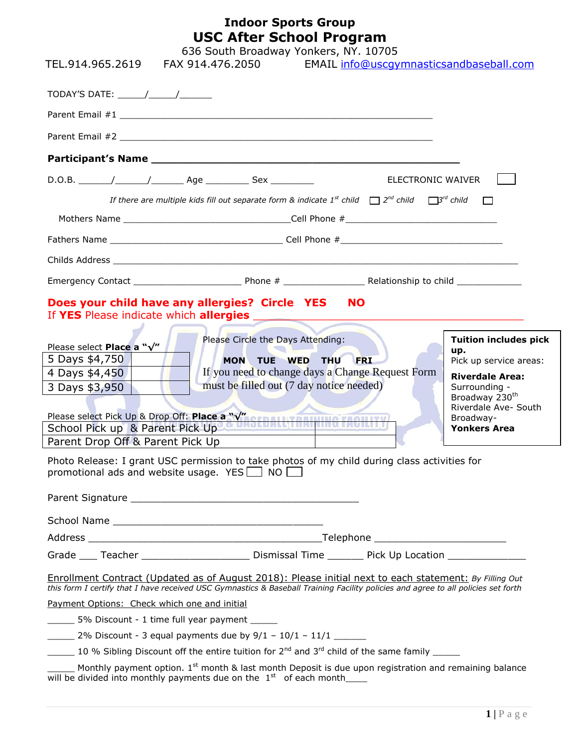# Indoor Sports Group

## USC After School Program

636 South Broadway Yonkers, NY. 10705

TEL.914.965.2619    FAX 914.476.2050    EMAIL info@uscgymnasticsandbaseball.com

TODAY'S DATE: _____/_____/______

Parent Email #1 ____________________________________________________________

Parent Email #2 ____________________________________________________________

**Participant's Name** ______________________________________________________

D.O.B. ______/______/______ Age ________ Sex ________    ELECTRONIC WAIVER ☐

*If there are multiple kids fill out separate form & indicate 1st child* ☐ *2nd child* ☐ *3rd child* ☐

Mothers Name ________________________________Cell Phone #______________________________

Fathers Name _________________________________ Cell Phone #_______________________________

Childs Address ________________________________________________________________________________

Emergency Contact ____________________ Phone # _______________ Relationship to child ____________

**Does your child have any allergies? Circle YES NO**

If **YES** Please indicate which **allergies** ___________________________________________

Please select **Place a "√"**

| | |
|---|---|
| 5 Days $4,750 | |
| 4 Days $4,450 | |
| 3 Days $3,950 | |

Please Circle the Days Attending:

**MON TUE WED THU FRI**

If you need to change days a Change Request Form must be filled out (7 day notice needed)

**Tuition includes pick up.**
Pick up service areas:
**Riverdale Area:** Surrounding - Broadway 230th Riverdale Ave- South Broadway-
**Yonkers Area**

Please select Pick Up & Drop Off: **Place a "√"**

| | |
|---|---|
| School Pick up & Parent Pick Up | |
| Parent Drop Off & Parent Pick Up | |

Photo Release: I grant USC permission to take photos of my child during class activities for promotional ads and website usage. YES ☐ NO ☐

Parent Signature _________________________________________

School Name ______________________________________

Address __________________________________________Telephone _______________________

Grade ___ Teacher ___________________ Dismissal Time ______ Pick Up Location _____________

Enrollment Contract (Updated as of August 2018): Please initial next to each statement: *By Filling Out this form I certify that I have received USC Gymnastics & Baseball Training Facility policies and agree to all policies set forth*

Payment Options: Check which one and initial

_____ 5% Discount - 1 time full year payment _____

_____ 2% Discount - 3 equal payments due by 9/1 – 10/1 – 11/1 ______

_____ 10 % Sibling Discount off the entire tuition for 2nd and 3rd child of the same family _____

_____ Monthly payment option. 1st month & last month Deposit is due upon registration and remaining balance will be divided into monthly payments due on the 1st of each month____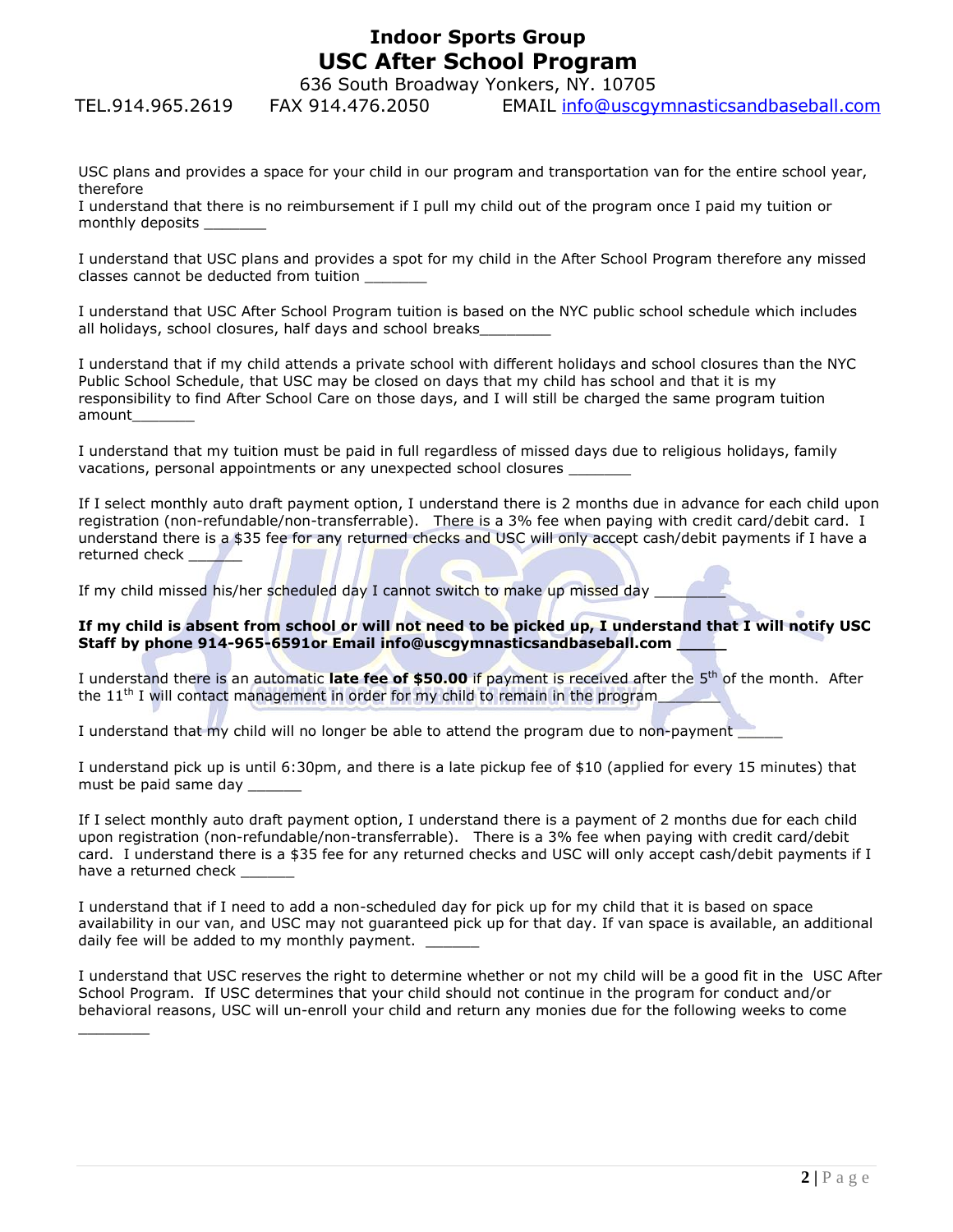**Indoor Sports Group**

# USC After School Program

636 South Broadway Yonkers, NY. 10705

TEL.914.965.2619 FAX 914.476.2050 EMAIL info@uscgymnasticsandbaseball.com

USC plans and provides a space for your child in our program and transportation van for the entire school year, therefore
I understand that there is no reimbursement if I pull my child out of the program once I paid my tuition or monthly deposits _______

I understand that USC plans and provides a spot for my child in the After School Program therefore any missed classes cannot be deducted from tuition _______

I understand that USC After School Program tuition is based on the NYC public school schedule which includes all holidays, school closures, half days and school breaks________

I understand that if my child attends a private school with different holidays and school closures than the NYC Public School Schedule, that USC may be closed on days that my child has school and that it is my responsibility to find After School Care on those days, and I will still be charged the same program tuition amount_______

I understand that my tuition must be paid in full regardless of missed days due to religious holidays, family vacations, personal appointments or any unexpected school closures _______

If I select monthly auto draft payment option, I understand there is 2 months due in advance for each child upon registration (non-refundable/non-transferrable). There is a 3% fee when paying with credit card/debit card. I understand there is a $35 fee for any returned checks and USC will only accept cash/debit payments if I have a returned check ______

If my child missed his/her scheduled day I cannot switch to make up missed day ________

**If my child is absent from school or will not need to be picked up, I understand that I will notify USC Staff by phone 914-965-6591or Email info@uscgymnasticsandbaseball.com _____**

I understand there is an automatic **late fee of $50.00** if payment is received after the 5th of the month. After the 11th I will contact management in order for my child to remain in the program_______

I understand that my child will no longer be able to attend the program due to non-payment _____

I understand pick up is until 6:30pm, and there is a late pickup fee of $10 (applied for every 15 minutes) that must be paid same day ______

If I select monthly auto draft payment option, I understand there is a payment of 2 months due for each child upon registration (non-refundable/non-transferrable). There is a 3% fee when paying with credit card/debit card. I understand there is a $35 fee for any returned checks and USC will only accept cash/debit payments if I have a returned check ______

I understand that if I need to add a non-scheduled day for pick up for my child that it is based on space availability in our van, and USC may not guaranteed pick up for that day. If van space is available, an additional daily fee will be added to my monthly payment. ______

I understand that USC reserves the right to determine whether or not my child will be a good fit in the USC After School Program. If USC determines that your child should not continue in the program for conduct and/or behavioral reasons, USC will un-enroll your child and return any monies due for the following weeks to come ________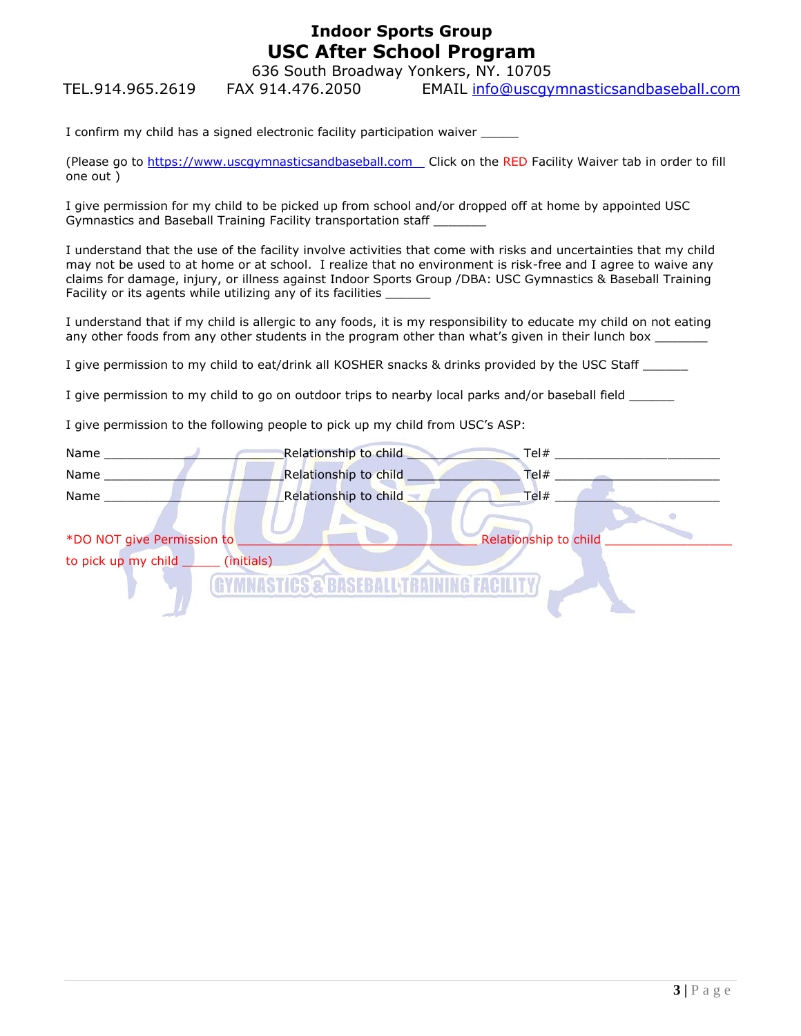# Indoor Sports Group

## USC After School Program

636 South Broadway Yonkers, NY. 10705

TEL.914.965.2619 FAX 914.476.2050 EMAIL info@uscgymnasticsandbaseball.com

I confirm my child has a signed electronic facility participation waiver _____

(Please go to https://www.uscgymnasticsandbaseball.com Click on the RED Facility Waiver tab in order to fill one out )

I give permission for my child to be picked up from school and/or dropped off at home by appointed USC Gymnastics and Baseball Training Facility transportation staff _______

I understand that the use of the facility involve activities that come with risks and uncertainties that my child may not be used to at home or at school. I realize that no environment is risk-free and I agree to waive any claims for damage, injury, or illness against Indoor Sports Group /DBA: USC Gymnastics & Baseball Training Facility or its agents while utilizing any of its facilities ______

I understand that if my child is allergic to any foods, it is my responsibility to educate my child on not eating any other foods from any other students in the program other than what's given in their lunch box _______

I give permission to my child to eat/drink all KOSHER snacks & drinks provided by the USC Staff ______

I give permission to my child to go on outdoor trips to nearby local parks and/or baseball field ______

I give permission to the following people to pick up my child from USC's ASP:

Name _________________________ Relationship to child _______________ Tel# _______________________

Name _________________________ Relationship to child _______________ Tel# _______________________

Name _________________________ Relationship to child _______________ Tel# _______________________

*DO NOT give Permission to _________________________________ Relationship to child __________________ to pick up my child _____ (initials)